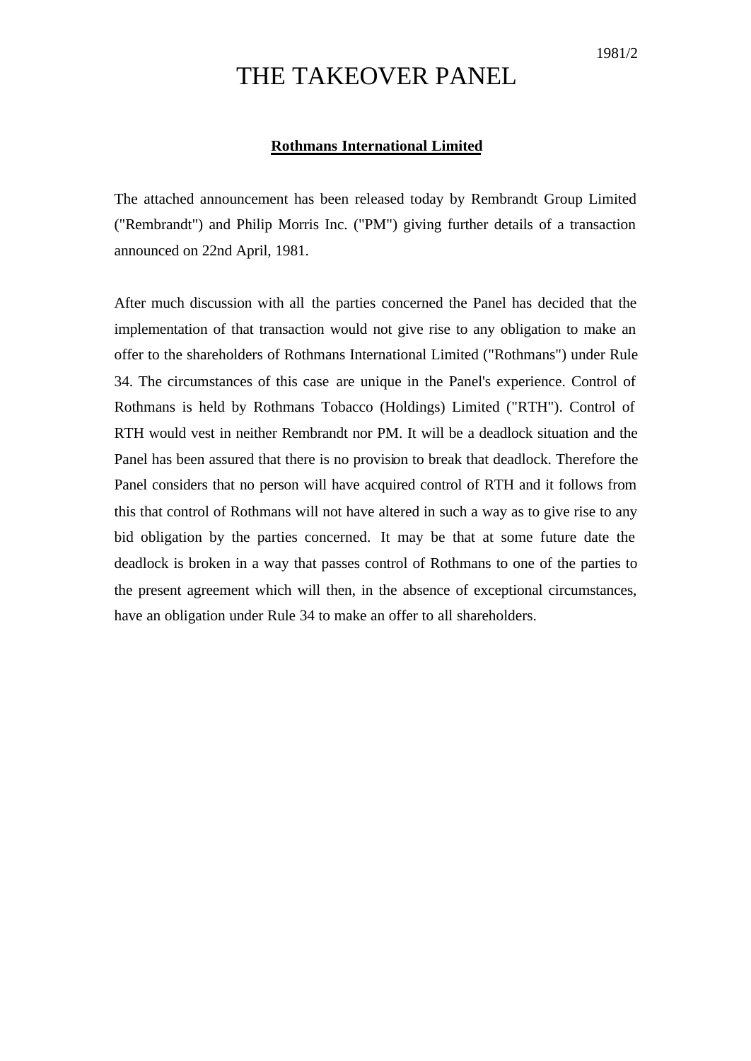1981/2

# THE TAKEOVER PANEL

**Rothmans International Limited**

The attached announcement has been released today by Rembrandt Group Limited ("Rembrandt") and Philip Morris Inc. ("PM") giving further details of a transaction announced on 22nd April, 1981.

After much discussion with all the parties concerned the Panel has decided that the implementation of that transaction would not give rise to any obligation to make an offer to the shareholders of Rothmans International Limited ("Rothmans") under Rule 34. The circumstances of this case are unique in the Panel's experience. Control of Rothmans is held by Rothmans Tobacco (Holdings) Limited ("RTH"). Control of RTH would vest in neither Rembrandt nor PM. It will be a deadlock situation and the Panel has been assured that there is no provision to break that deadlock. Therefore the Panel considers that no person will have acquired control of RTH and it follows from this that control of Rothmans will not have altered in such a way as to give rise to any bid obligation by the parties concerned. It may be that at some future date the deadlock is broken in a way that passes control of Rothmans to one of the parties to the present agreement which will then, in the absence of exceptional circumstances, have an obligation under Rule 34 to make an offer to all shareholders.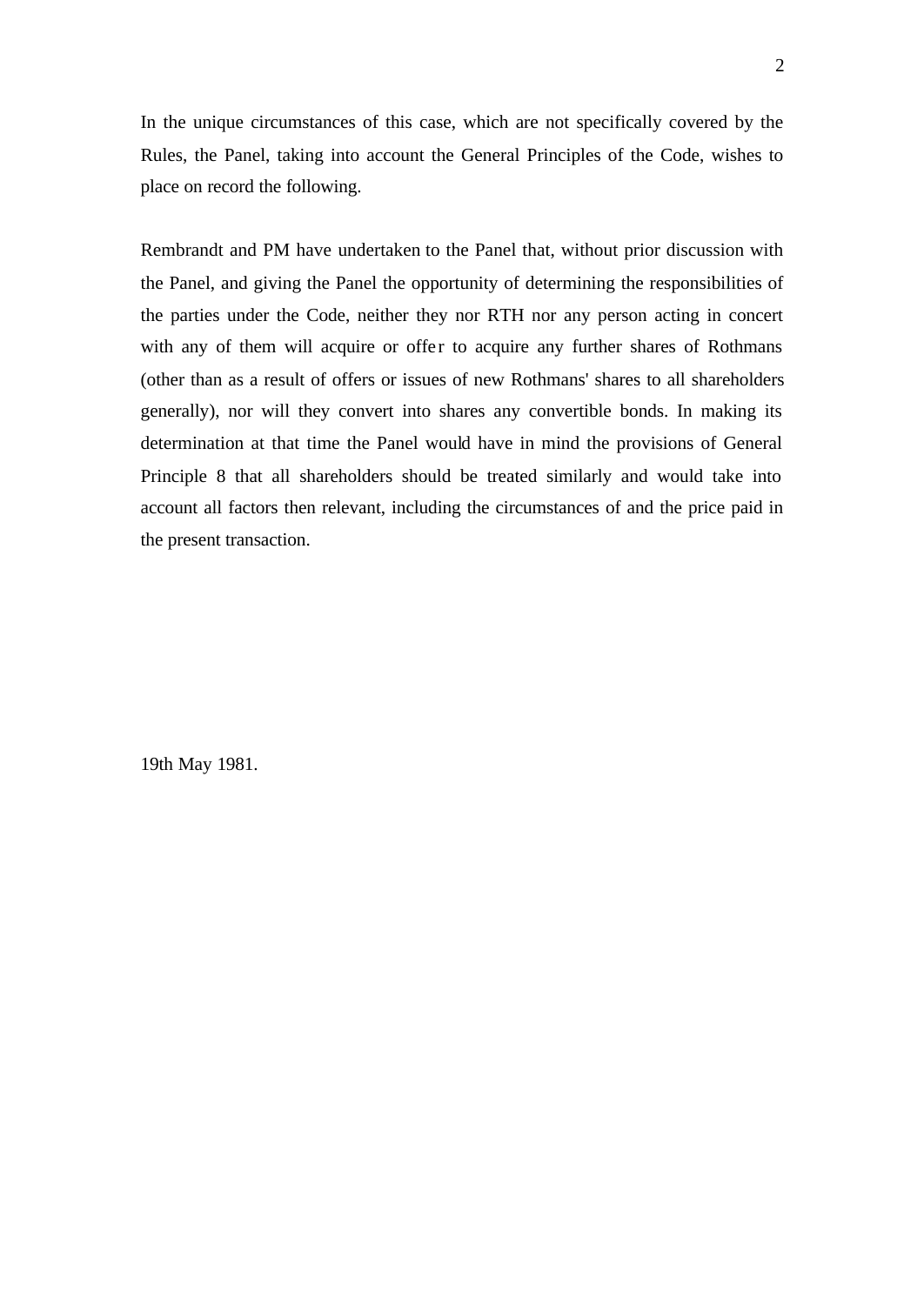In the unique circumstances of this case, which are not specifically covered by the Rules, the Panel, taking into account the General Principles of the Code, wishes to place on record the following.

Rembrandt and PM have undertaken to the Panel that, without prior discussion with the Panel, and giving the Panel the opportunity of determining the responsibilities of the parties under the Code, neither they nor RTH nor any person acting in concert with any of them will acquire or offer to acquire any further shares of Rothmans (other than as a result of offers or issues of new Rothmans' shares to all shareholders generally), nor will they convert into shares any convertible bonds. In making its determination at that time the Panel would have in mind the provisions of General Principle 8 that all shareholders should be treated similarly and would take into account all factors then relevant, including the circumstances of and the price paid in the present transaction.

19th May 1981.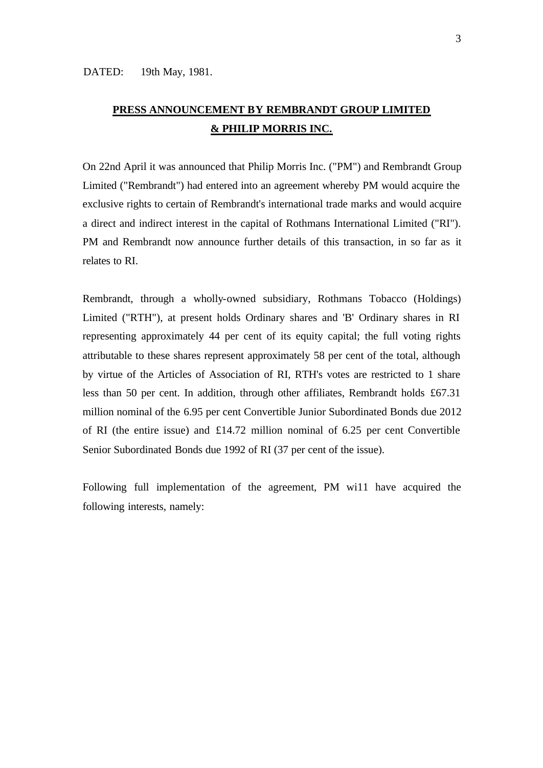DATED: 19th May, 1981.

**PRESS ANNOUNCEMENT BY REMBRANDT GROUP LIMITED & PHILIP MORRIS INC.**

On 22nd April it was announced that Philip Morris Inc. ("PM") and Rembrandt Group Limited ("Rembrandt") had entered into an agreement whereby PM would acquire the exclusive rights to certain of Rembrandt's international trade marks and would acquire a direct and indirect interest in the capital of Rothmans International Limited ("RI"). PM and Rembrandt now announce further details of this transaction, in so far as it relates to RI.

Rembrandt, through a wholly-owned subsidiary, Rothmans Tobacco (Holdings) Limited ("RTH"), at present holds Ordinary shares and 'B' Ordinary shares in RI representing approximately 44 per cent of its equity capital; the full voting rights attributable to these shares represent approximately 58 per cent of the total, although by virtue of the Articles of Association of RI, RTH's votes are restricted to 1 share less than 50 per cent. In addition, through other affiliates, Rembrandt holds £67.31 million nominal of the 6.95 per cent Convertible Junior Subordinated Bonds due 2012 of RI (the entire issue) and £14.72 million nominal of 6.25 per cent Convertible Senior Subordinated Bonds due 1992 of RI (37 per cent of the issue).

Following full implementation of the agreement, PM wi11 have acquired the following interests, namely: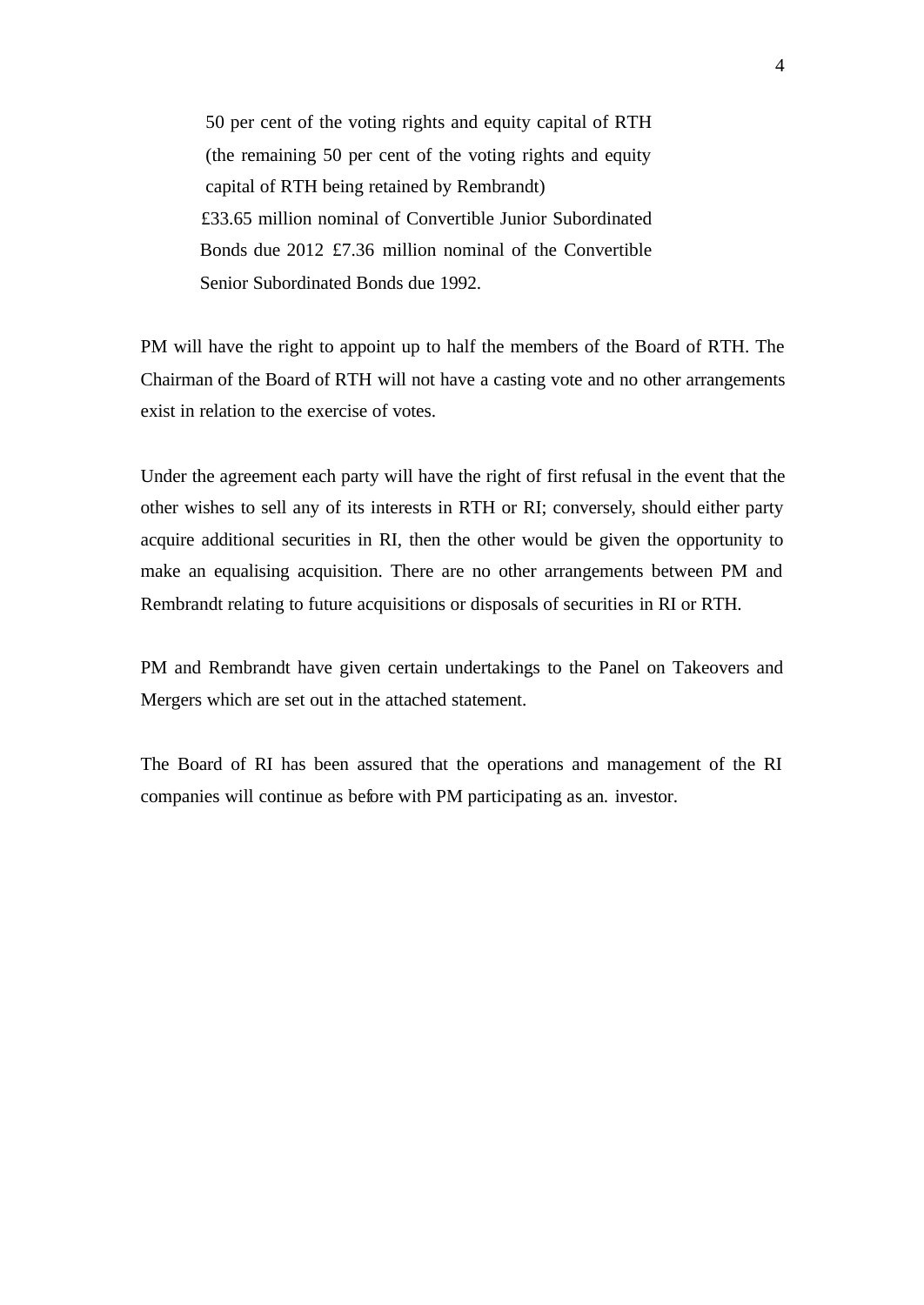50 per cent of the voting rights and equity capital of RTH (the remaining 50 per cent of the voting rights and equity capital of RTH being retained by Rembrandt)

£33.65 million nominal of Convertible Junior Subordinated Bonds due 2012 £7.36 million nominal of the Convertible Senior Subordinated Bonds due 1992.

PM will have the right to appoint up to half the members of the Board of RTH. The Chairman of the Board of RTH will not have a casting vote and no other arrangements exist in relation to the exercise of votes.

Under the agreement each party will have the right of first refusal in the event that the other wishes to sell any of its interests in RTH or RI; conversely, should either party acquire additional securities in RI, then the other would be given the opportunity to make an equalising acquisition. There are no other arrangements between PM and Rembrandt relating to future acquisitions or disposals of securities in RI or RTH.

PM and Rembrandt have given certain undertakings to the Panel on Takeovers and Mergers which are set out in the attached statement.

The Board of RI has been assured that the operations and management of the RI companies will continue as before with PM participating as an. investor.